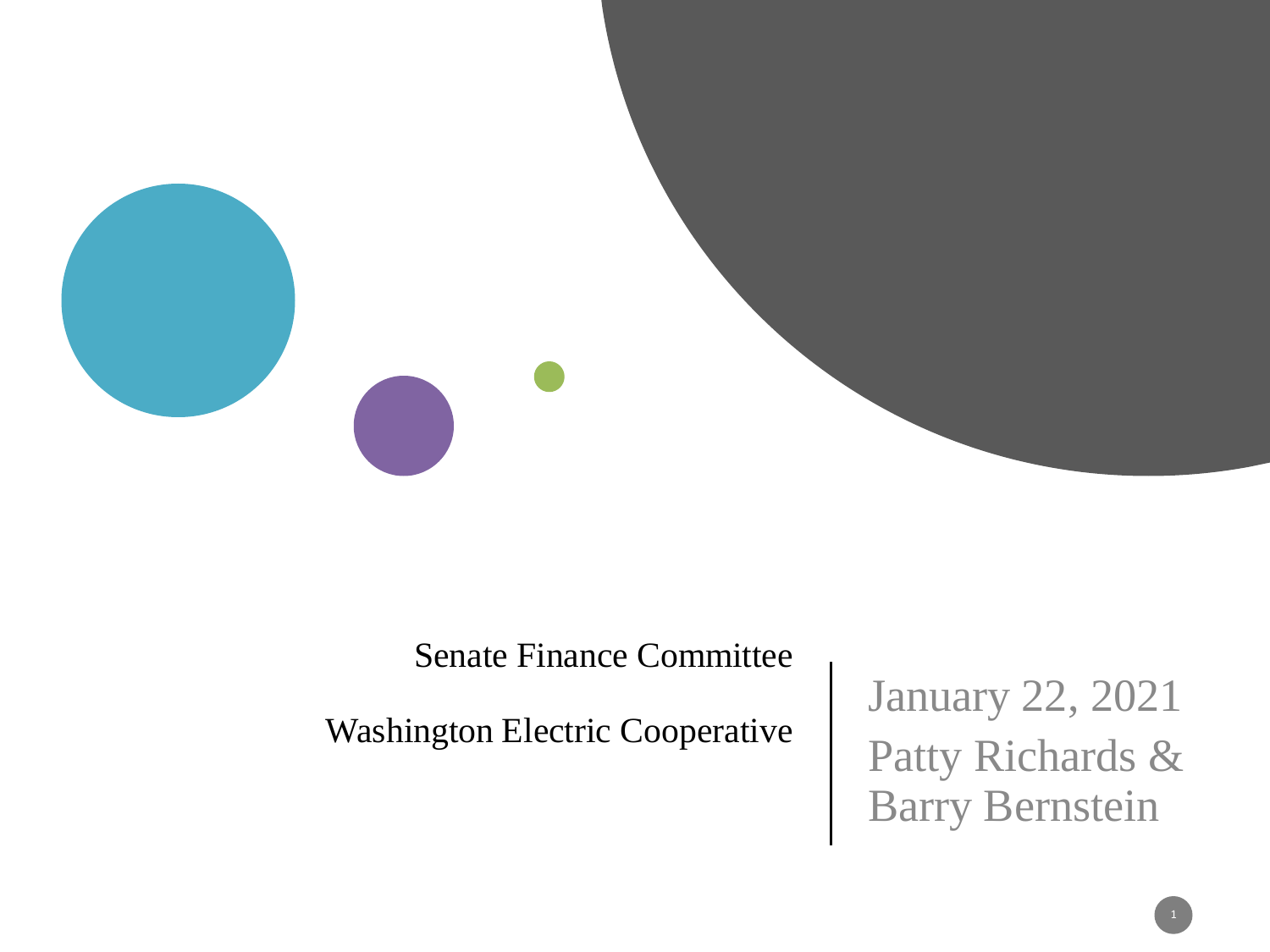# Senate Finance Committee

## Washington Electric Cooperative

January 22, 2021

Patty Richards & Barry Bernstein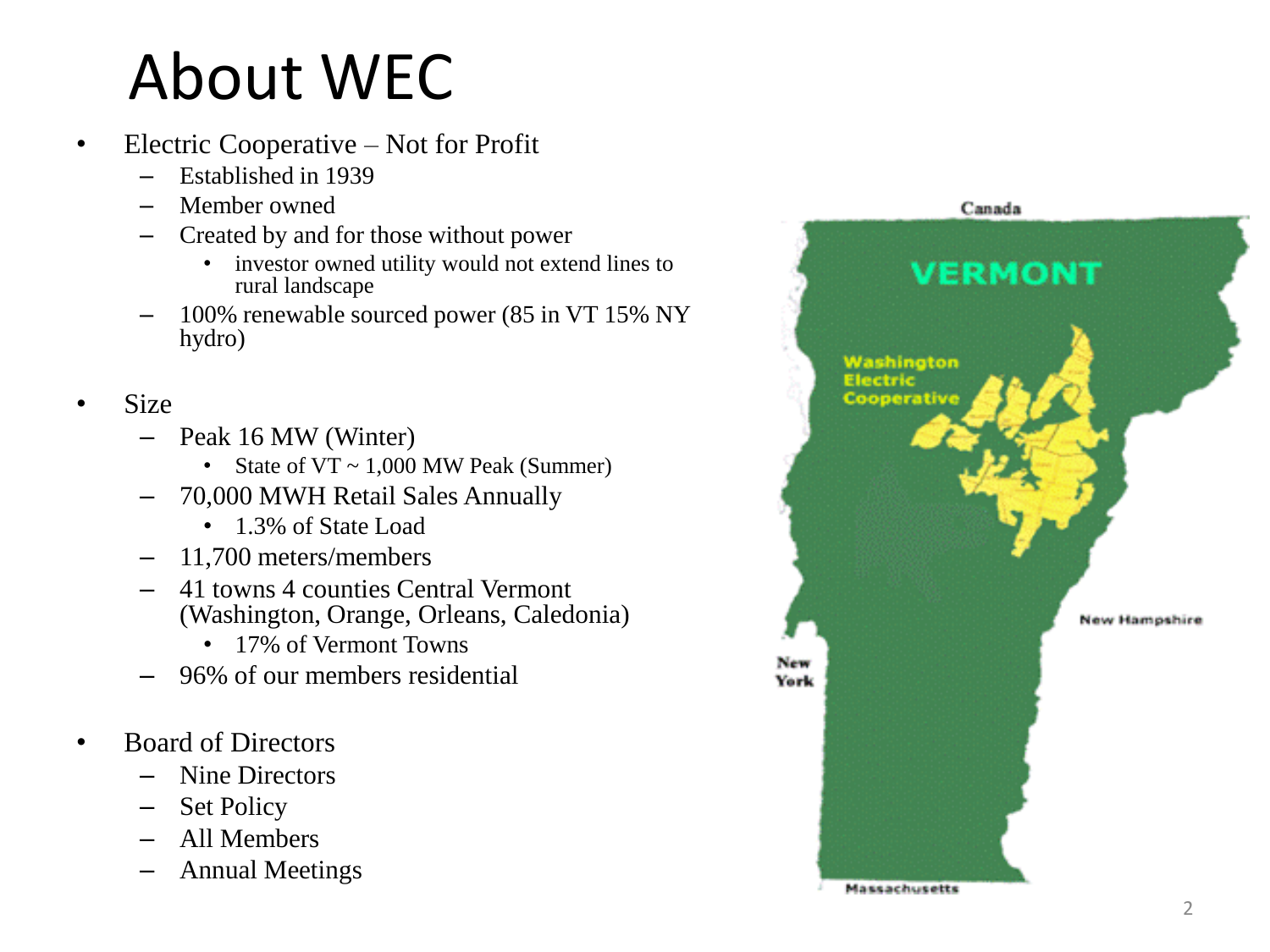# About WEC

- Electric Cooperative – Not for Profit
  - Established in 1939
  - Member owned
  - Created by and for those without power
    - investor owned utility would not extend lines to rural landscape
  - 100% renewable sourced power (85 in VT 15% NY hydro)

- Size
  - Peak 16 MW (Winter)
    - State of VT ~ 1,000 MW Peak (Summer)
  - 70,000 MWH Retail Sales Annually
    - 1.3% of State Load
  - 11,700 meters/members
  - 41 towns 4 counties Central Vermont (Washington, Orange, Orleans, Caledonia)
    - 17% of Vermont Towns
  - 96% of our members residential

- Board of Directors
  - Nine Directors
  - Set Policy
  - All Members
  - Annual Meetings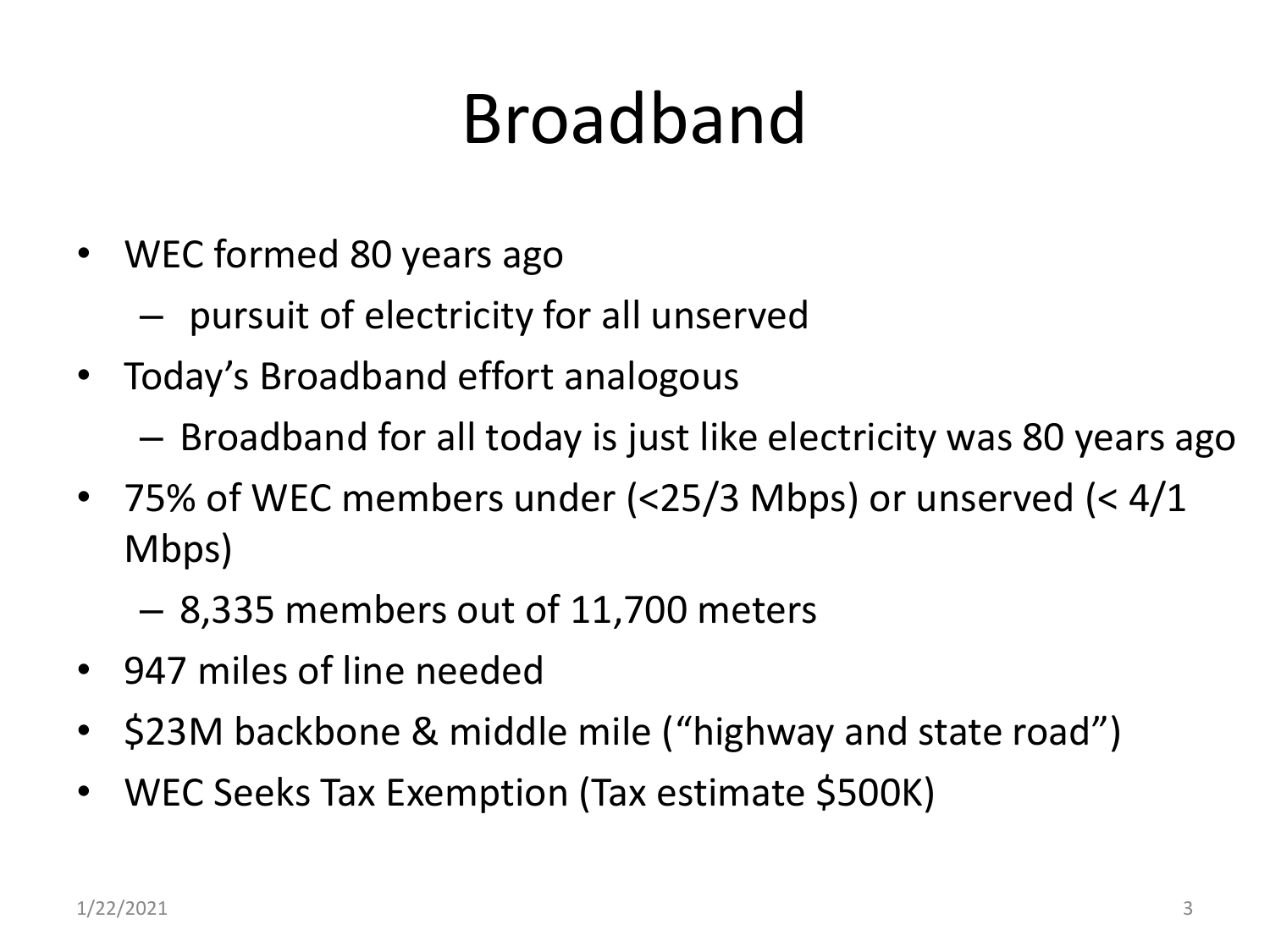# Broadband

- WEC formed 80 years ago
  - pursuit of electricity for all unserved
- Today's Broadband effort analogous
  - Broadband for all today is just like electricity was 80 years ago
- 75% of WEC members under (<25/3 Mbps) or unserved (< 4/1 Mbps)
  - 8,335 members out of 11,700 meters
- 947 miles of line needed
- $23M backbone & middle mile ("highway and state road")
- WEC Seeks Tax Exemption (Tax estimate $500K)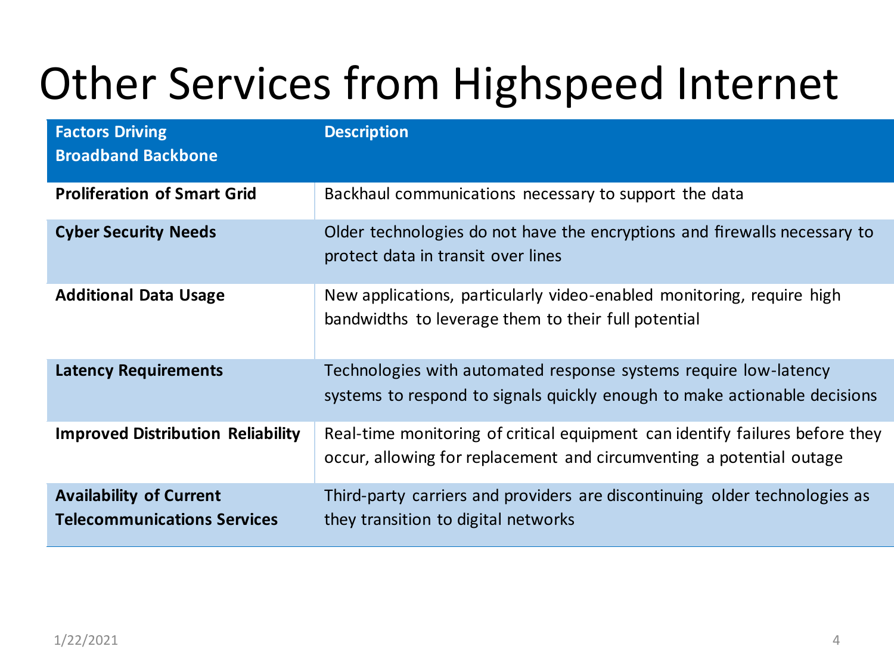# Other Services from Highspeed Internet

| Factors Driving Broadband Backbone | Description |
| --- | --- |
| **Proliferation of Smart Grid** | Backhaul communications necessary to support the data |
| **Cyber Security Needs** | Older technologies do not have the encryptions and firewalls necessary to protect data in transit over lines |
| **Additional Data Usage** | New applications, particularly video-enabled monitoring, require high bandwidths to leverage them to their full potential |
| **Latency Requirements** | Technologies with automated response systems require low-latency systems to respond to signals quickly enough to make actionable decisions |
| **Improved Distribution Reliability** | Real-time monitoring of critical equipment can identify failures before they occur, allowing for replacement and circumventing a potential outage |
| **Availability of Current Telecommunications Services** | Third-party carriers and providers are discontinuing older technologies as they transition to digital networks |

1/22/2021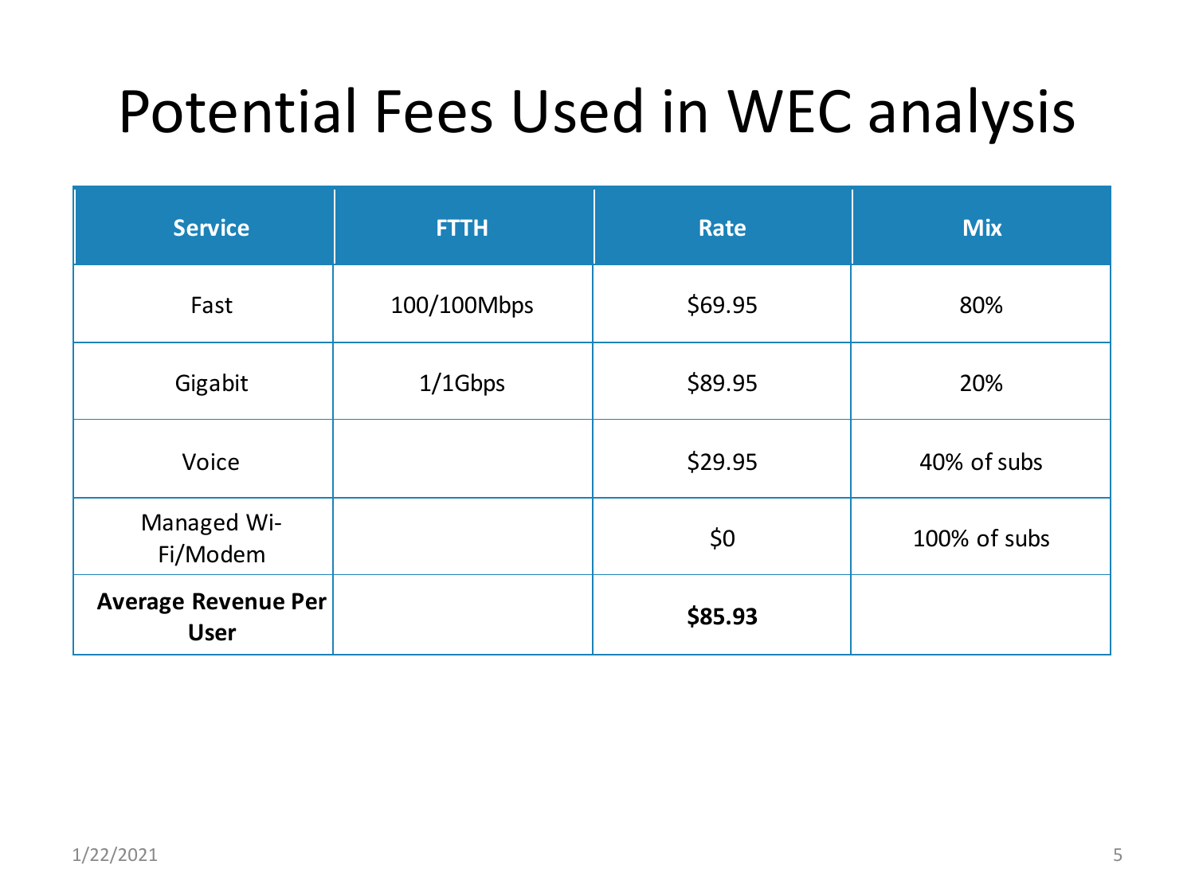# Potential Fees Used in WEC analysis

| Service | FTTH | Rate | Mix |
|---|---|---|---|
| Fast | 100/100Mbps | $69.95 | 80% |
| Gigabit | 1/1Gbps | $89.95 | 20% |
| Voice | | $29.95 | 40% of subs |
| Managed Wi-Fi/Modem | | $0 | 100% of subs |
| **Average Revenue Per User** | | **$85.93** | |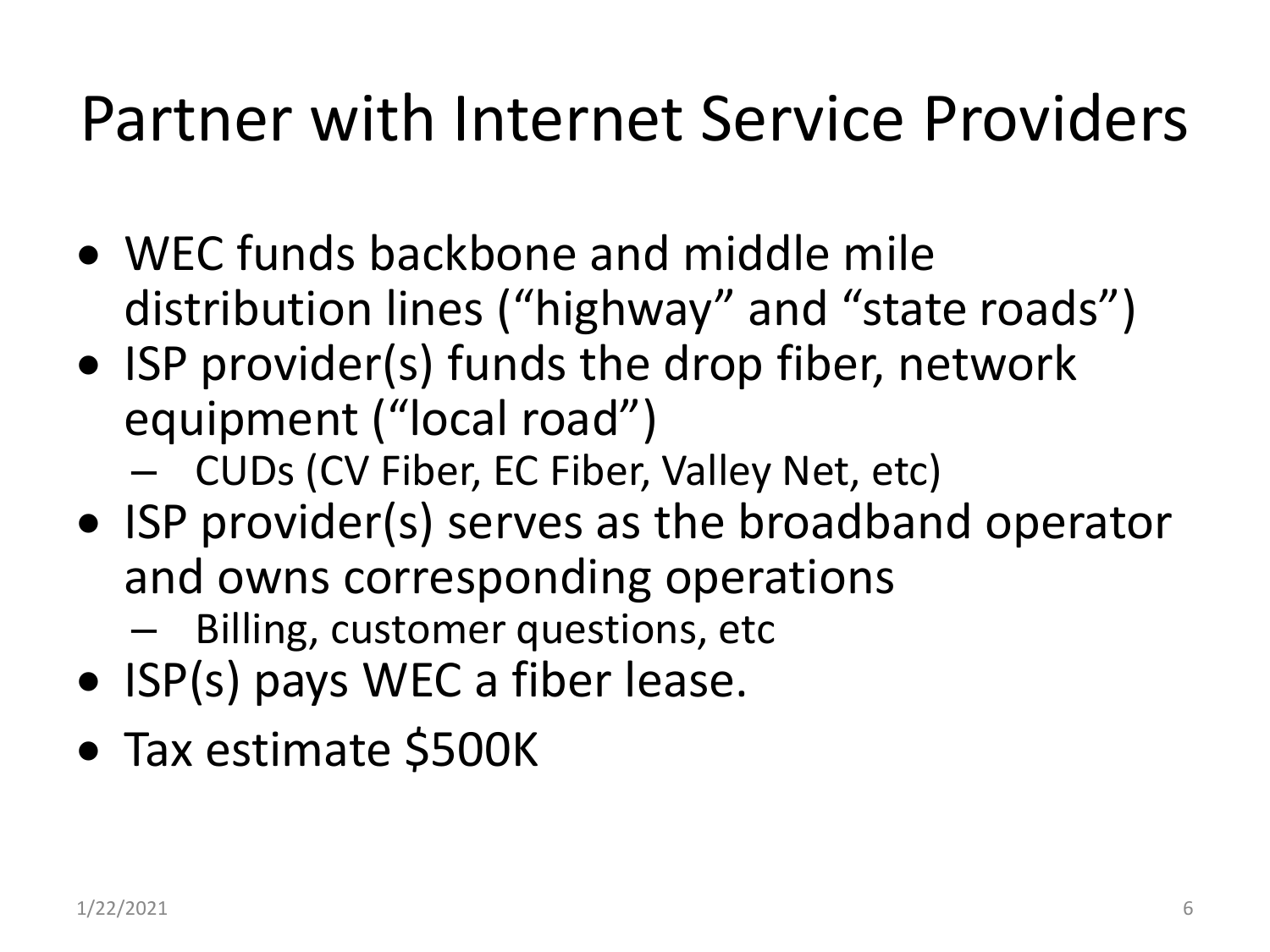# Partner with Internet Service Providers

- WEC funds backbone and middle mile distribution lines (“highway” and “state roads”)
- ISP provider(s) funds the drop fiber, network equipment (“local road”)
  - CUDs (CV Fiber, EC Fiber, Valley Net, etc)
- ISP provider(s) serves as the broadband operator and owns corresponding operations
  - Billing, customer questions, etc
- ISP(s) pays WEC a fiber lease.
- Tax estimate $500K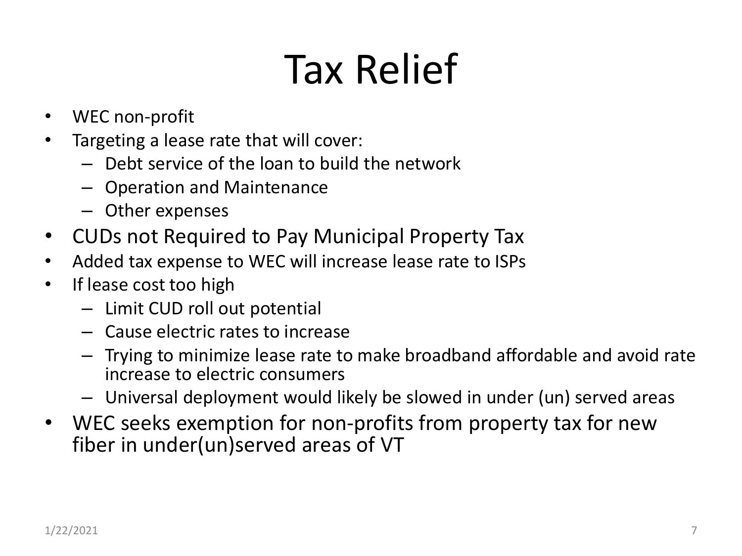# Tax Relief

- WEC non-profit
- Targeting a lease rate that will cover:
  - Debt service of the loan to build the network
  - Operation and Maintenance
  - Other expenses
- CUDs not Required to Pay Municipal Property Tax
- Added tax expense to WEC will increase lease rate to ISPs
- If lease cost too high
  - Limit CUD roll out potential
  - Cause electric rates to increase
  - Trying to minimize lease rate to make broadband affordable and avoid rate increase to electric consumers
  - Universal deployment would likely be slowed in under (un) served areas
- WEC seeks exemption for non-profits from property tax for new fiber in under(un)served areas of VT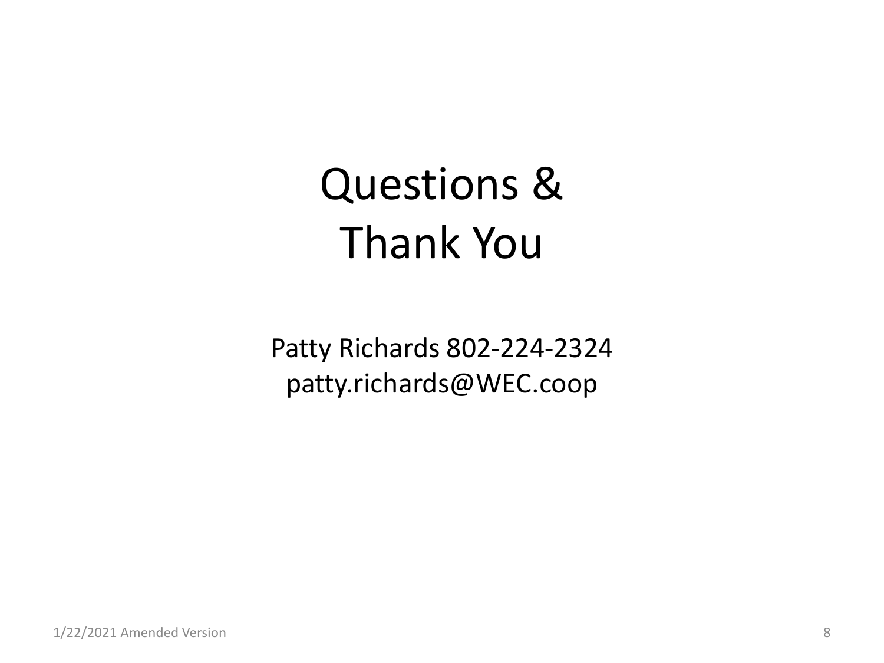# Questions & Thank You

Patty Richards 802-224-2324
patty.richards@WEC.coop